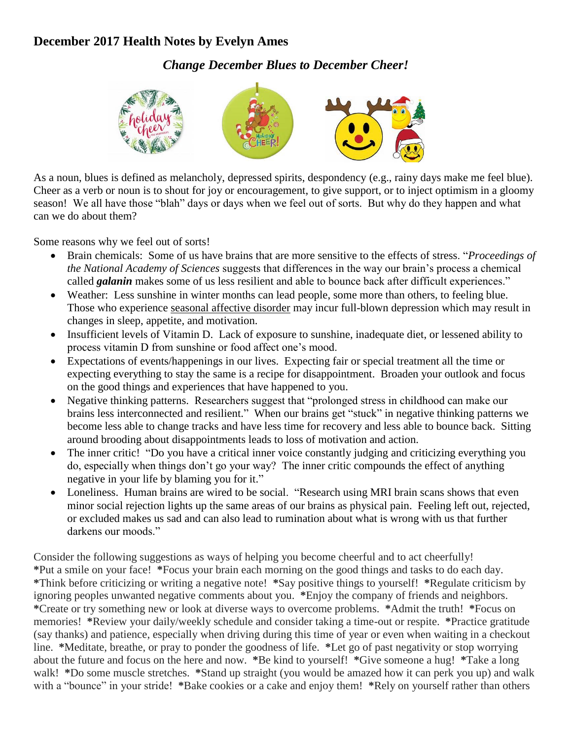## December 2017 Health Notes by Evelyn Ames

### *Change December Blues to December Cheer!*

As a noun, blues is defined as melancholy, depressed spirits, despondency (e.g., rainy days make me feel blue). Cheer as a verb or noun is to shout for joy or encouragement, to give support, or to inject optimism in a gloomy season! We all have those "blah" days or days when we feel out of sorts. But why do they happen and what can we do about them?

Some reasons why we feel out of sorts!

- Brain chemicals: Some of us have brains that are more sensitive to the effects of stress. "*Proceedings of the National Academy of Sciences* suggests that differences in the way our brain's process a chemical called ***galanin*** makes some of us less resilient and able to bounce back after difficult experiences."
- Weather: Less sunshine in winter months can lead people, some more than others, to feeling blue. Those who experience seasonal affective disorder may incur full-blown depression which may result in changes in sleep, appetite, and motivation.
- Insufficient levels of Vitamin D. Lack of exposure to sunshine, inadequate diet, or lessened ability to process vitamin D from sunshine or food affect one's mood.
- Expectations of events/happenings in our lives. Expecting fair or special treatment all the time or expecting everything to stay the same is a recipe for disappointment. Broaden your outlook and focus on the good things and experiences that have happened to you.
- Negative thinking patterns. Researchers suggest that "prolonged stress in childhood can make our brains less interconnected and resilient." When our brains get "stuck" in negative thinking patterns we become less able to change tracks and have less time for recovery and less able to bounce back. Sitting around brooding about disappointments leads to loss of motivation and action.
- The inner critic! "Do you have a critical inner voice constantly judging and criticizing everything you do, especially when things don't go your way? The inner critic compounds the effect of anything negative in your life by blaming you for it."
- Loneliness. Human brains are wired to be social. "Research using MRI brain scans shows that even minor social rejection lights up the same areas of our brains as physical pain. Feeling left out, rejected, or excluded makes us sad and can also lead to rumination about what is wrong with us that further darkens our moods."

Consider the following suggestions as ways of helping you become cheerful and to act cheerfully!
**\***Put a smile on your face! **\***Focus your brain each morning on the good things and tasks to do each day. **\***Think before criticizing or writing a negative note! **\***Say positive things to yourself! **\***Regulate criticism by ignoring peoples unwanted negative comments about you. **\***Enjoy the company of friends and neighbors. **\***Create or try something new or look at diverse ways to overcome problems. **\***Admit the truth! **\***Focus on memories! **\***Review your daily/weekly schedule and consider taking a time-out or respite. **\***Practice gratitude (say thanks) and patience, especially when driving during this time of year or even when waiting in a checkout line. **\***Meditate, breathe, or pray to ponder the goodness of life. **\***Let go of past negativity or stop worrying about the future and focus on the here and now. **\***Be kind to yourself! **\***Give someone a hug! **\***Take a long walk! **\***Do some muscle stretches. **\***Stand up straight (you would be amazed how it can perk you up) and walk with a "bounce" in your stride! **\***Bake cookies or a cake and enjoy them! **\***Rely on yourself rather than others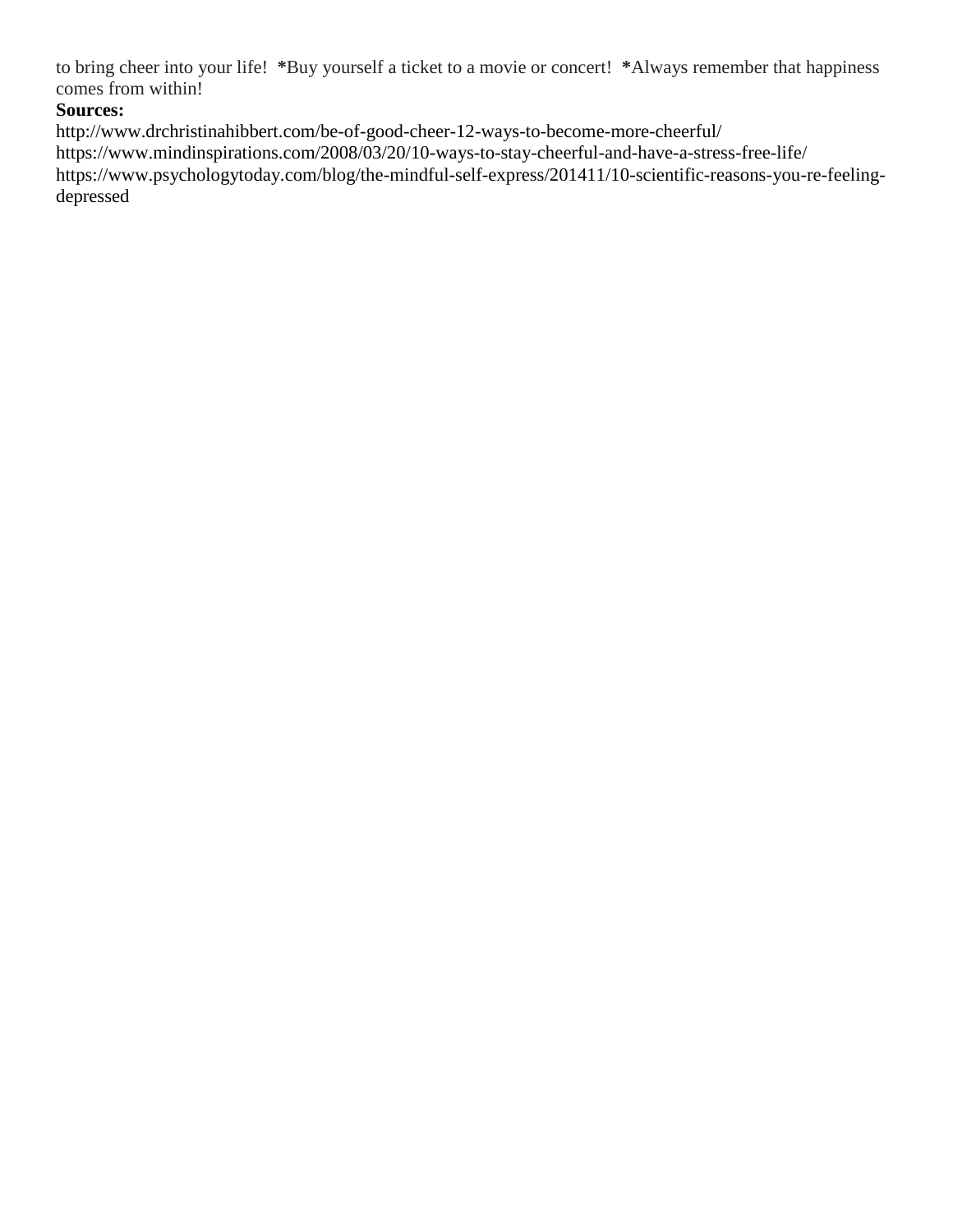to bring cheer into your life! *Buy yourself a ticket to a movie or concert! *Always remember that happiness comes from within!

**Sources:**

http://www.drchristinahibbert.com/be-of-good-cheer-12-ways-to-become-more-cheerful/

https://www.mindinspirations.com/2008/03/20/10-ways-to-stay-cheerful-and-have-a-stress-free-life/

https://www.psychologytoday.com/blog/the-mindful-self-express/201411/10-scientific-reasons-you-re-feeling-depressed